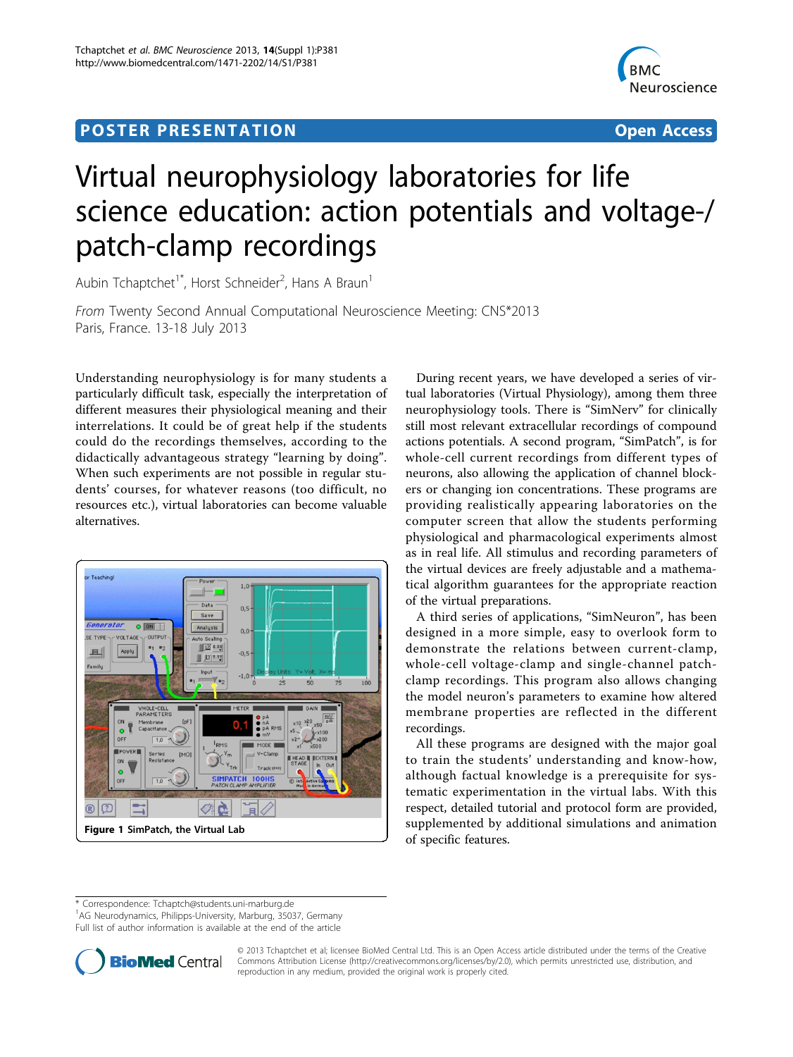POSTER PRESENTATION Open Access

# Virtual neurophysiology laboratories for life science education: action potentials and voltage-/patch-clamp recordings

Aubin Tchaptchet[1*], Horst Schneider[2], Hans A Braun[1]

*From* Twenty Second Annual Computational Neuroscience Meeting: CNS*2013
Paris, France. 13-18 July 2013

Understanding neurophysiology is for many students a particularly difficult task, especially the interpretation of different measures their physiological meaning and their interrelations. It could be of great help if the students could do the recordings themselves, according to the didactically advantageous strategy "learning by doing". When such experiments are not possible in regular students' courses, for whatever reasons (too difficult, no resources etc.), virtual laboratories can become valuable alternatives.

**Figure 1** SimPatch, the Virtual Lab

During recent years, we have developed a series of virtual laboratories (Virtual Physiology), among them three neurophysiology tools. There is "SimNerv" for clinically still most relevant extracellular recordings of compound actions potentials. A second program, "SimPatch", is for whole-cell current recordings from different types of neurons, also allowing the application of channel blockers or changing ion concentrations. These programs are providing realistically appearing laboratories on the computer screen that allow the students performing physiological and pharmacological experiments almost as in real life. All stimulus and recording parameters of the virtual devices are freely adjustable and a mathematical algorithm guarantees for the appropriate reaction of the virtual preparations.

A third series of applications, "SimNeuron", has been designed in a more simple, easy to overlook form to demonstrate the relations between current-clamp, whole-cell voltage-clamp and single-channel patch-clamp recordings. This program also allows changing the model neuron's parameters to examine how altered membrane properties are reflected in the different recordings.

All these programs are designed with the major goal to train the students' understanding and know-how, although factual knowledge is a prerequisite for systematic experimentation in the virtual labs. With this respect, detailed tutorial and protocol form are provided, supplemented by additional simulations and animation of specific features.

* Correspondence: Tchaptch@students.uni-marburg.de
[1]AG Neurodynamics, Philipps-University, Marburg, 35037, Germany
Full list of author information is available at the end of the article

© 2013 Tchaptchet et al; licensee BioMed Central Ltd. This is an Open Access article distributed under the terms of the Creative Commons Attribution License (http://creativecommons.org/licenses/by/2.0), which permits unrestricted use, distribution, and reproduction in any medium, provided the original work is properly cited.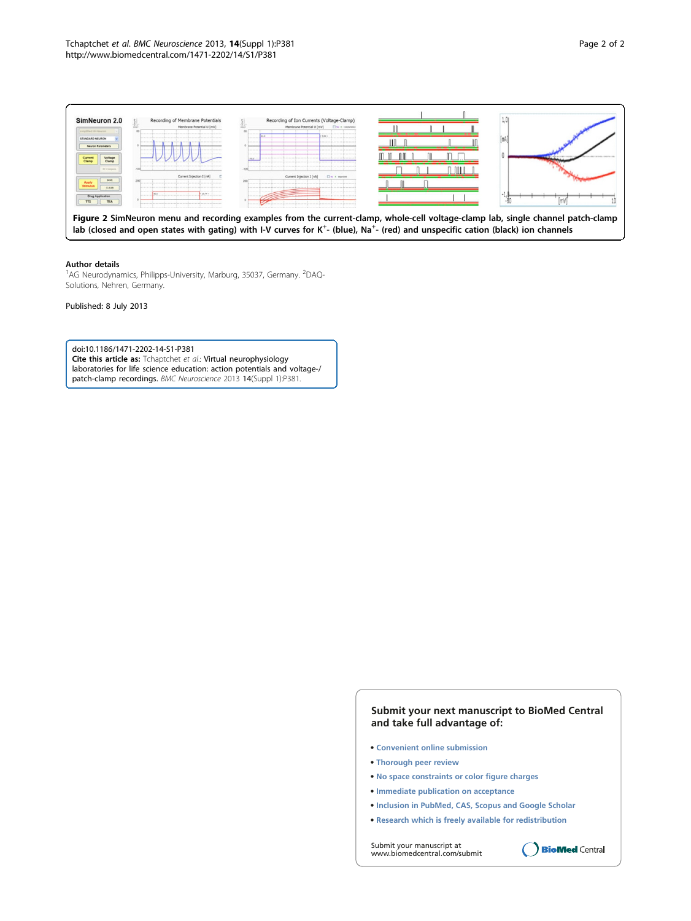**Figure 2** SimNeuron menu and recording examples from the current-clamp, whole-cell voltage-clamp lab, single channel patch-clamp lab (closed and open states with gating) with I-V curves for $K^+$- (blue), $Na^+$- (red) and unspecific cation (black) ion channels

**Author details**

[1]AG Neurodynamics, Philipps-University, Marburg, 35037, Germany. [2]DAQ-Solutions, Nehren, Germany.

Published: 8 July 2013

doi:10.1186/1471-2202-14-S1-P381

**Cite this article as:** Tchaptchet *et al.*: Virtual neurophysiology laboratories for life science education: action potentials and voltage-/patch-clamp recordings. *BMC Neuroscience* 2013 **14**(Suppl 1):P381.

**Submit your next manuscript to BioMed Central and take full advantage of:**

- Convenient online submission
- Thorough peer review
- No space constraints or color figure charges
- Immediate publication on acceptance
- Inclusion in PubMed, CAS, Scopus and Google Scholar
- Research which is freely available for redistribution

Submit your manuscript at www.biomedcentral.com/submit

BioMed Central